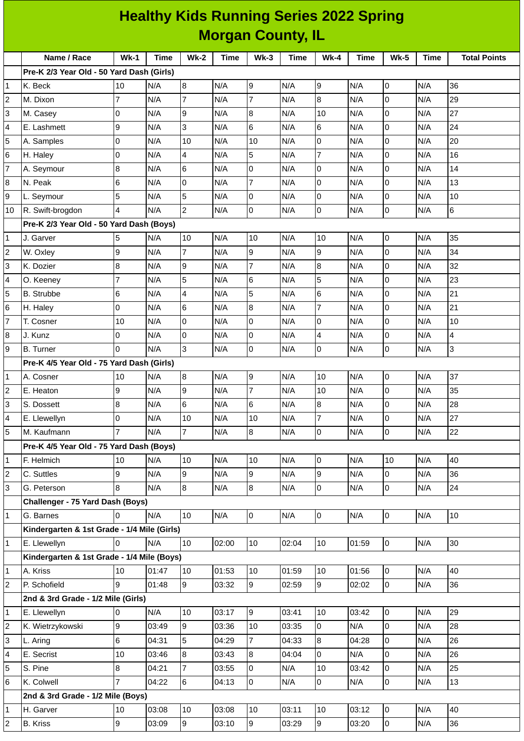# Healthy Kids Running Series 2022 Spring
## Morgan County, IL

| | Name / Race | Wk-1 | Time | Wk-2 | Time | Wk-3 | Time | Wk-4 | Time | Wk-5 | Time | Total Points |
|---|---|---|---|---|---|---|---|---|---|---|---|---|
| | **Pre-K 2/3 Year Old - 50 Yard Dash (Girls)** | | | | | | | | | | | |
| 1 | K. Beck | 10 | N/A | 8 | N/A | 9 | N/A | 9 | N/A | 0 | N/A | 36 |
| 2 | M. Dixon | 7 | N/A | 7 | N/A | 7 | N/A | 8 | N/A | 0 | N/A | 29 |
| 3 | M. Casey | 0 | N/A | 9 | N/A | 8 | N/A | 10 | N/A | 0 | N/A | 27 |
| 4 | E. Lashmett | 9 | N/A | 3 | N/A | 6 | N/A | 6 | N/A | 0 | N/A | 24 |
| 5 | A. Samples | 0 | N/A | 10 | N/A | 10 | N/A | 0 | N/A | 0 | N/A | 20 |
| 6 | H. Haley | 0 | N/A | 4 | N/A | 5 | N/A | 7 | N/A | 0 | N/A | 16 |
| 7 | A. Seymour | 8 | N/A | 6 | N/A | 0 | N/A | 0 | N/A | 0 | N/A | 14 |
| 8 | N. Peak | 6 | N/A | 0 | N/A | 7 | N/A | 0 | N/A | 0 | N/A | 13 |
| 9 | L. Seymour | 5 | N/A | 5 | N/A | 0 | N/A | 0 | N/A | 0 | N/A | 10 |
| 10 | R. Swift-brogdon | 4 | N/A | 2 | N/A | 0 | N/A | 0 | N/A | 0 | N/A | 6 |
| | **Pre-K 2/3 Year Old - 50 Yard Dash (Boys)** | | | | | | | | | | | |
| 1 | J. Garver | 5 | N/A | 10 | N/A | 10 | N/A | 10 | N/A | 0 | N/A | 35 |
| 2 | W. Oxley | 9 | N/A | 7 | N/A | 9 | N/A | 9 | N/A | 0 | N/A | 34 |
| 3 | K. Dozier | 8 | N/A | 9 | N/A | 7 | N/A | 8 | N/A | 0 | N/A | 32 |
| 4 | O. Keeney | 7 | N/A | 5 | N/A | 6 | N/A | 5 | N/A | 0 | N/A | 23 |
| 5 | B. Strubbe | 6 | N/A | 4 | N/A | 5 | N/A | 6 | N/A | 0 | N/A | 21 |
| 6 | H. Haley | 0 | N/A | 6 | N/A | 8 | N/A | 7 | N/A | 0 | N/A | 21 |
| 7 | T. Cosner | 10 | N/A | 0 | N/A | 0 | N/A | 0 | N/A | 0 | N/A | 10 |
| 8 | J. Kunz | 0 | N/A | 0 | N/A | 0 | N/A | 4 | N/A | 0 | N/A | 4 |
| 9 | B. Turner | 0 | N/A | 3 | N/A | 0 | N/A | 0 | N/A | 0 | N/A | 3 |
| | **Pre-K 4/5 Year Old - 75 Yard Dash (Girls)** | | | | | | | | | | | |
| 1 | A. Cosner | 10 | N/A | 8 | N/A | 9 | N/A | 10 | N/A | 0 | N/A | 37 |
| 2 | E. Heaton | 9 | N/A | 9 | N/A | 7 | N/A | 10 | N/A | 0 | N/A | 35 |
| 3 | S. Dossett | 8 | N/A | 6 | N/A | 6 | N/A | 8 | N/A | 0 | N/A | 28 |
| 4 | E. Llewellyn | 0 | N/A | 10 | N/A | 10 | N/A | 7 | N/A | 0 | N/A | 27 |
| 5 | M. Kaufmann | 7 | N/A | 7 | N/A | 8 | N/A | 0 | N/A | 0 | N/A | 22 |
| | **Pre-K 4/5 Year Old - 75 Yard Dash (Boys)** | | | | | | | | | | | |
| 1 | F. Helmich | 10 | N/A | 10 | N/A | 10 | N/A | 0 | N/A | 10 | N/A | 40 |
| 2 | C. Suttles | 9 | N/A | 9 | N/A | 9 | N/A | 9 | N/A | 0 | N/A | 36 |
| 3 | G. Peterson | 8 | N/A | 8 | N/A | 8 | N/A | 0 | N/A | 0 | N/A | 24 |
| | **Challenger - 75 Yard Dash (Boys)** | | | | | | | | | | | |
| 1 | G. Barnes | 0 | N/A | 10 | N/A | 0 | N/A | 0 | N/A | 0 | N/A | 10 |
| | **Kindergarten & 1st Grade - 1/4 Mile (Girls)** | | | | | | | | | | | |
| 1 | E. Llewellyn | 0 | N/A | 10 | 02:00 | 10 | 02:04 | 10 | 01:59 | 0 | N/A | 30 |
| | **Kindergarten & 1st Grade - 1/4 Mile (Boys)** | | | | | | | | | | | |
| 1 | A. Kriss | 10 | 01:47 | 10 | 01:53 | 10 | 01:59 | 10 | 01:56 | 0 | N/A | 40 |
| 2 | P. Schofield | 9 | 01:48 | 9 | 03:32 | 9 | 02:59 | 9 | 02:02 | 0 | N/A | 36 |
| | **2nd & 3rd Grade - 1/2 Mile (Girls)** | | | | | | | | | | | |
| 1 | E. Llewellyn | 0 | N/A | 10 | 03:17 | 9 | 03:41 | 10 | 03:42 | 0 | N/A | 29 |
| 2 | K. Wietrzykowski | 9 | 03:49 | 9 | 03:36 | 10 | 03:35 | 0 | N/A | 0 | N/A | 28 |
| 3 | L. Aring | 6 | 04:31 | 5 | 04:29 | 7 | 04:33 | 8 | 04:28 | 0 | N/A | 26 |
| 4 | E. Secrist | 10 | 03:46 | 8 | 03:43 | 8 | 04:04 | 0 | N/A | 0 | N/A | 26 |
| 5 | S. Pine | 8 | 04:21 | 7 | 03:55 | 0 | N/A | 10 | 03:42 | 0 | N/A | 25 |
| 6 | K. Colwell | 7 | 04:22 | 6 | 04:13 | 0 | N/A | 0 | N/A | 0 | N/A | 13 |
| | **2nd & 3rd Grade - 1/2 Mile (Boys)** | | | | | | | | | | | |
| 1 | H. Garver | 10 | 03:08 | 10 | 03:08 | 10 | 03:11 | 10 | 03:12 | 0 | N/A | 40 |
| 2 | B. Kriss | 9 | 03:09 | 9 | 03:10 | 9 | 03:29 | 9 | 03:20 | 0 | N/A | 36 |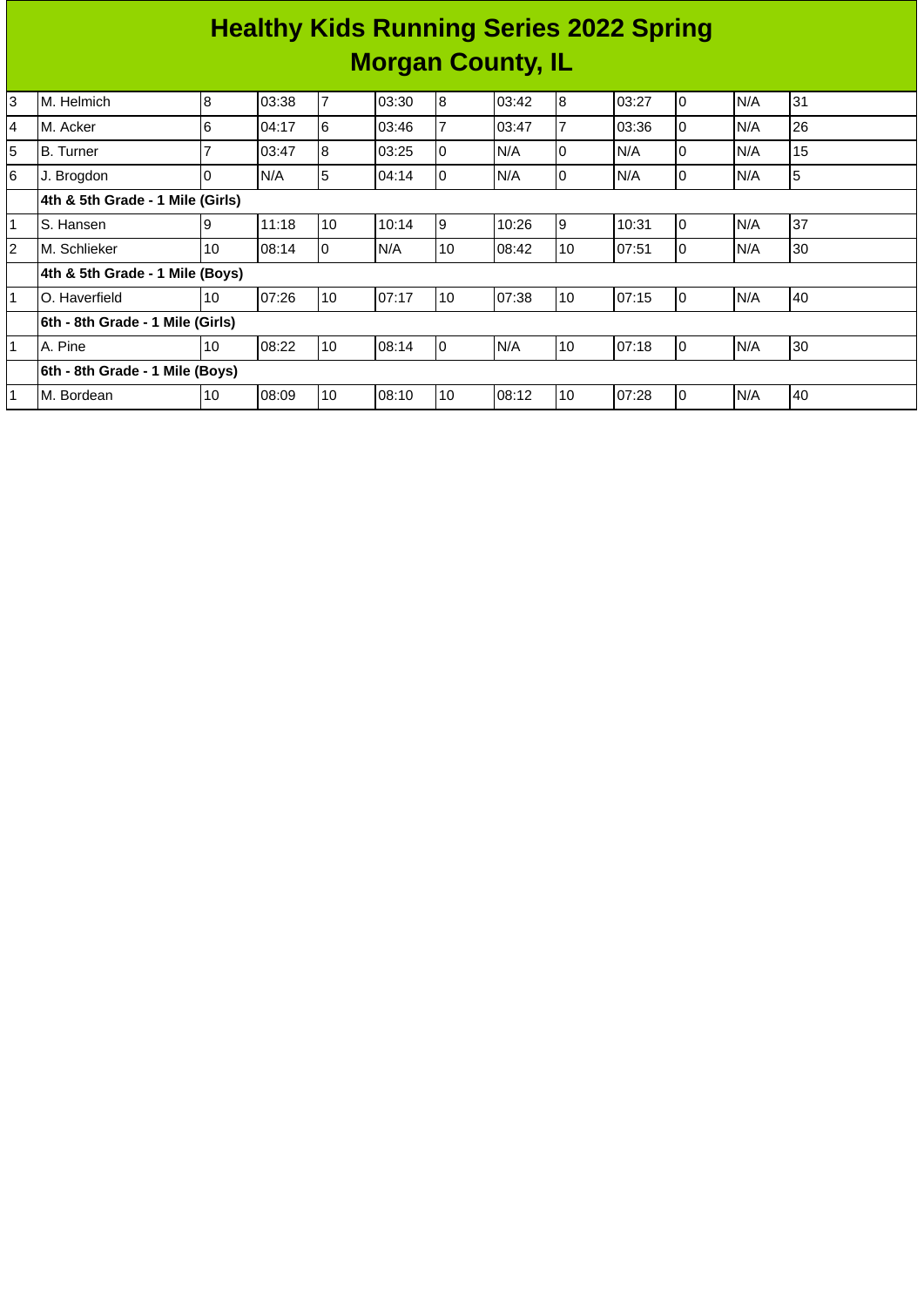# Healthy Kids Running Series 2022 Spring
## Morgan County, IL

| | | | | | | | | | | | | |
|---|---|---|---|---|---|---|---|---|---|---|---|---|
| 3 | M. Helmich | 8 | 03:38 | 7 | 03:30 | 8 | 03:42 | 8 | 03:27 | 0 | N/A | 31 |
| 4 | M. Acker | 6 | 04:17 | 6 | 03:46 | 7 | 03:47 | 7 | 03:36 | 0 | N/A | 26 |
| 5 | B. Turner | 7 | 03:47 | 8 | 03:25 | 0 | N/A | 0 | N/A | 0 | N/A | 15 |
| 6 | J. Brogdon | 0 | N/A | 5 | 04:14 | 0 | N/A | 0 | N/A | 0 | N/A | 5 |
| | **4th & 5th Grade - 1 Mile (Girls)** | | | | | | | | | | | |
| 1 | S. Hansen | 9 | 11:18 | 10 | 10:14 | 9 | 10:26 | 9 | 10:31 | 0 | N/A | 37 |
| 2 | M. Schlieker | 10 | 08:14 | 0 | N/A | 10 | 08:42 | 10 | 07:51 | 0 | N/A | 30 |
| | **4th & 5th Grade - 1 Mile (Boys)** | | | | | | | | | | | |
| 1 | O. Haverfield | 10 | 07:26 | 10 | 07:17 | 10 | 07:38 | 10 | 07:15 | 0 | N/A | 40 |
| | **6th - 8th Grade - 1 Mile (Girls)** | | | | | | | | | | | |
| 1 | A. Pine | 10 | 08:22 | 10 | 08:14 | 0 | N/A | 10 | 07:18 | 0 | N/A | 30 |
| | **6th - 8th Grade - 1 Mile (Boys)** | | | | | | | | | | | |
| 1 | M. Bordean | 10 | 08:09 | 10 | 08:10 | 10 | 08:12 | 10 | 07:28 | 0 | N/A | 40 |